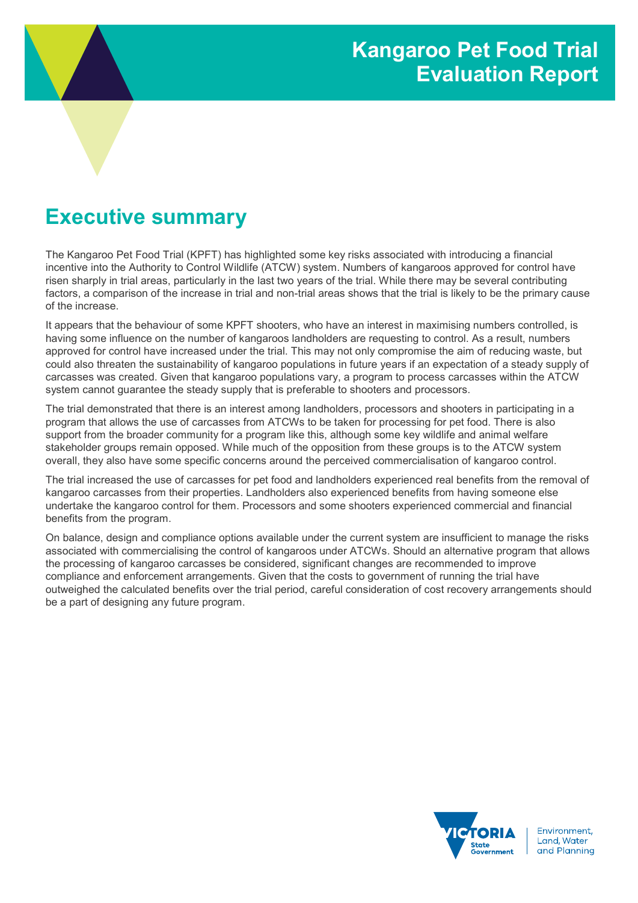# Kangaroo Pet Food Trial Evaluation Report

## Executive summary

The Kangaroo Pet Food Trial (KPFT) has highlighted some key risks associated with introducing a financial incentive into the Authority to Control Wildlife (ATCW) system. Numbers of kangaroos approved for control have risen sharply in trial areas, particularly in the last two years of the trial. While there may be several contributing factors, a comparison of the increase in trial and non-trial areas shows that the trial is likely to be the primary cause of the increase.

It appears that the behaviour of some KPFT shooters, who have an interest in maximising numbers controlled, is having some influence on the number of kangaroos landholders are requesting to control. As a result, numbers approved for control have increased under the trial. This may not only compromise the aim of reducing waste, but could also threaten the sustainability of kangaroo populations in future years if an expectation of a steady supply of carcasses was created. Given that kangaroo populations vary, a program to process carcasses within the ATCW system cannot guarantee the steady supply that is preferable to shooters and processors.

The trial demonstrated that there is an interest among landholders, processors and shooters in participating in a program that allows the use of carcasses from ATCWs to be taken for processing for pet food. There is also support from the broader community for a program like this, although some key wildlife and animal welfare stakeholder groups remain opposed. While much of the opposition from these groups is to the ATCW system overall, they also have some specific concerns around the perceived commercialisation of kangaroo control.

The trial increased the use of carcasses for pet food and landholders experienced real benefits from the removal of kangaroo carcasses from their properties. Landholders also experienced benefits from having someone else undertake the kangaroo control for them. Processors and some shooters experienced commercial and financial benefits from the program.

On balance, design and compliance options available under the current system are insufficient to manage the risks associated with commercialising the control of kangaroos under ATCWs. Should an alternative program that allows the processing of kangaroo carcasses be considered, significant changes are recommended to improve compliance and enforcement arrangements. Given that the costs to government of running the trial have outweighed the calculated benefits over the trial period, careful consideration of cost recovery arrangements should be a part of designing any future program.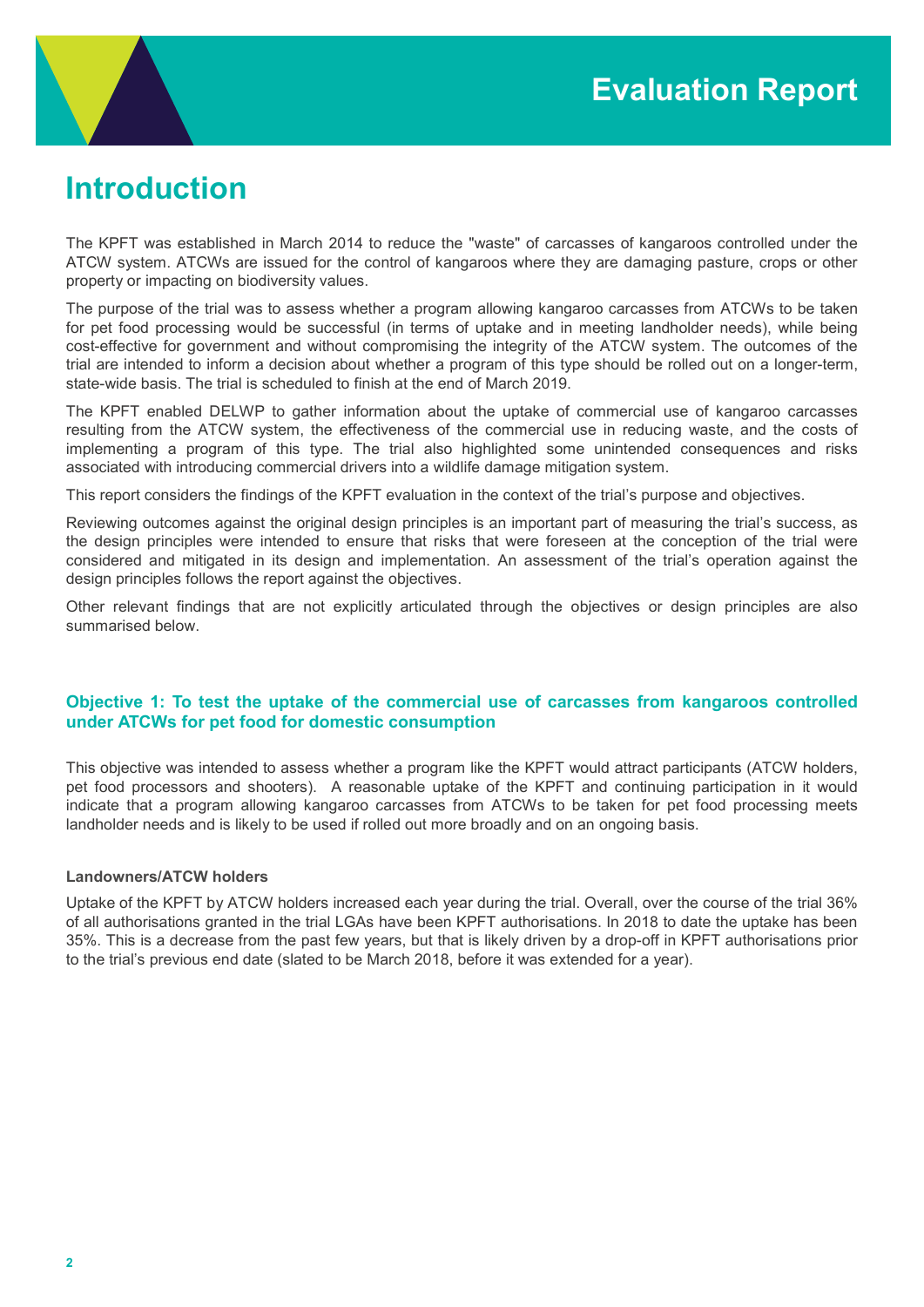# Introduction

The KPFT was established in March 2014 to reduce the "waste" of carcasses of kangaroos controlled under the ATCW system. ATCWs are issued for the control of kangaroos where they are damaging pasture, crops or other property or impacting on biodiversity values.

The purpose of the trial was to assess whether a program allowing kangaroo carcasses from ATCWs to be taken for pet food processing would be successful (in terms of uptake and in meeting landholder needs), while being cost-effective for government and without compromising the integrity of the ATCW system. The outcomes of the trial are intended to inform a decision about whether a program of this type should be rolled out on a longer-term, state-wide basis. The trial is scheduled to finish at the end of March 2019.

The KPFT enabled DELWP to gather information about the uptake of commercial use of kangaroo carcasses resulting from the ATCW system, the effectiveness of the commercial use in reducing waste, and the costs of implementing a program of this type. The trial also highlighted some unintended consequences and risks associated with introducing commercial drivers into a wildlife damage mitigation system.

This report considers the findings of the KPFT evaluation in the context of the trial's purpose and objectives.

Reviewing outcomes against the original design principles is an important part of measuring the trial's success, as the design principles were intended to ensure that risks that were foreseen at the conception of the trial were considered and mitigated in its design and implementation. An assessment of the trial's operation against the design principles follows the report against the objectives.

Other relevant findings that are not explicitly articulated through the objectives or design principles are also summarised below.

### Objective 1: To test the uptake of the commercial use of carcasses from kangaroos controlled under ATCWs for pet food for domestic consumption

This objective was intended to assess whether a program like the KPFT would attract participants (ATCW holders, pet food processors and shooters). A reasonable uptake of the KPFT and continuing participation in it would indicate that a program allowing kangaroo carcasses from ATCWs to be taken for pet food processing meets landholder needs and is likely to be used if rolled out more broadly and on an ongoing basis.

#### Landowners/ATCW holders

Uptake of the KPFT by ATCW holders increased each year during the trial. Overall, over the course of the trial 36% of all authorisations granted in the trial LGAs have been KPFT authorisations. In 2018 to date the uptake has been 35%. This is a decrease from the past few years, but that is likely driven by a drop-off in KPFT authorisations prior to the trial's previous end date (slated to be March 2018, before it was extended for a year).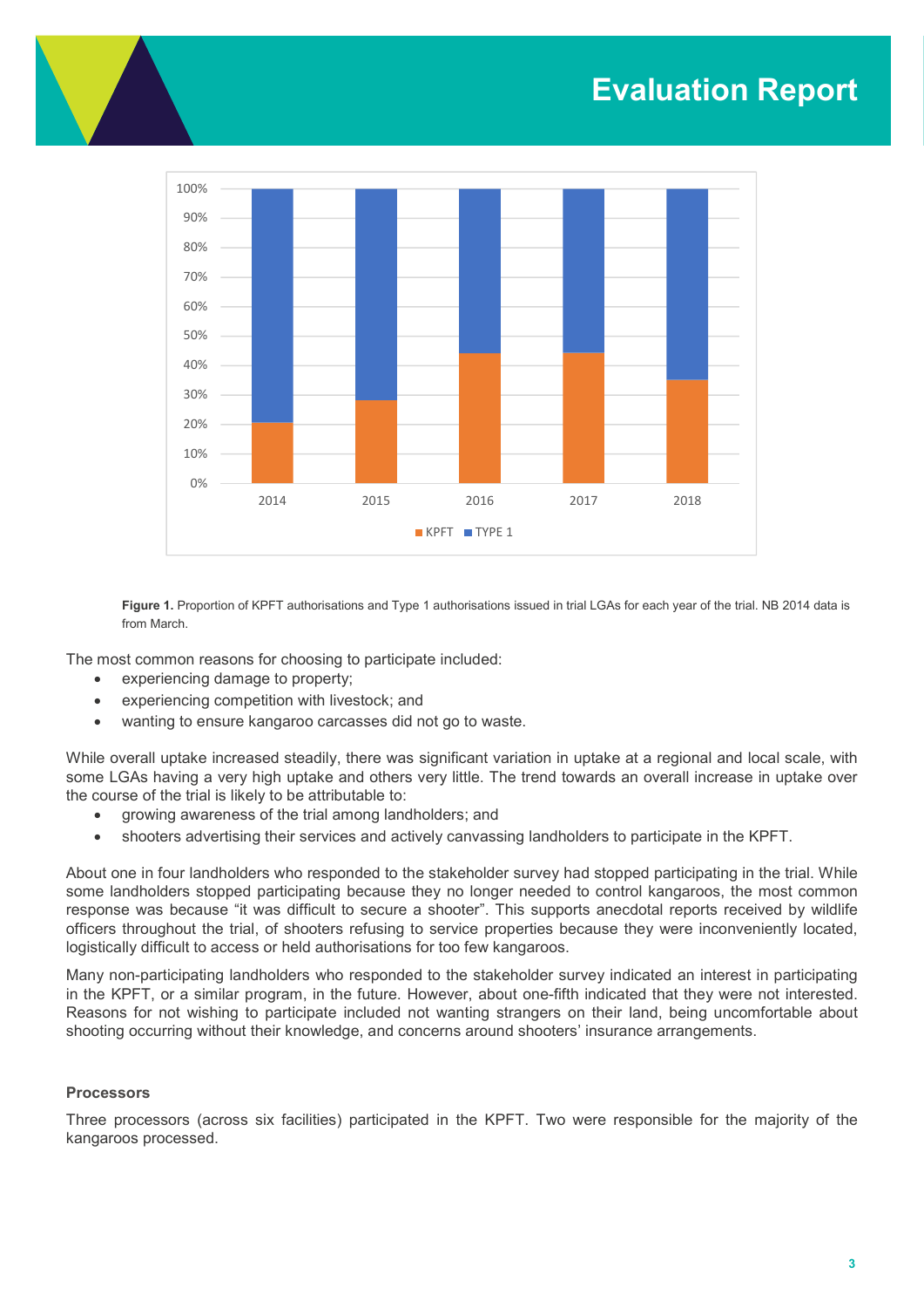**Figure 1.** Proportion of KPFT authorisations and Type 1 authorisations issued in trial LGAs for each year of the trial. NB 2014 data is from March.

The most common reasons for choosing to participate included:

- experiencing damage to property;
- experiencing competition with livestock; and
- wanting to ensure kangaroo carcasses did not go to waste.

While overall uptake increased steadily, there was significant variation in uptake at a regional and local scale, with some LGAs having a very high uptake and others very little. The trend towards an overall increase in uptake over the course of the trial is likely to be attributable to:

- growing awareness of the trial among landholders; and
- shooters advertising their services and actively canvassing landholders to participate in the KPFT.

About one in four landholders who responded to the stakeholder survey had stopped participating in the trial. While some landholders stopped participating because they no longer needed to control kangaroos, the most common response was because "it was difficult to secure a shooter". This supports anecdotal reports received by wildlife officers throughout the trial, of shooters refusing to service properties because they were inconveniently located, logistically difficult to access or held authorisations for too few kangaroos.

Many non-participating landholders who responded to the stakeholder survey indicated an interest in participating in the KPFT, or a similar program, in the future. However, about one-fifth indicated that they were not interested. Reasons for not wishing to participate included not wanting strangers on their land, being uncomfortable about shooting occurring without their knowledge, and concerns around shooters' insurance arrangements.

#### Processors

Three processors (across six facilities) participated in the KPFT. Two were responsible for the majority of the kangaroos processed.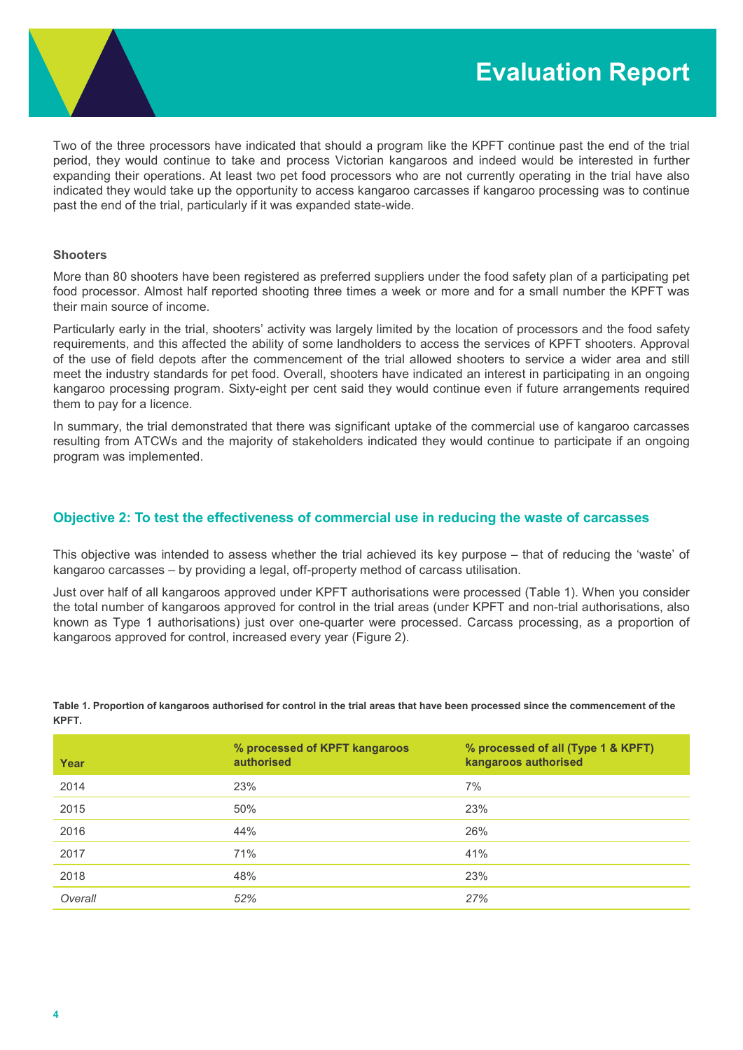Two of the three processors have indicated that should a program like the KPFT continue past the end of the trial period, they would continue to take and process Victorian kangaroos and indeed would be interested in further expanding their operations. At least two pet food processors who are not currently operating in the trial have also indicated they would take up the opportunity to access kangaroo carcasses if kangaroo processing was to continue past the end of the trial, particularly if it was expanded state-wide.

**Shooters**

More than 80 shooters have been registered as preferred suppliers under the food safety plan of a participating pet food processor. Almost half reported shooting three times a week or more and for a small number the KPFT was their main source of income.

Particularly early in the trial, shooters' activity was largely limited by the location of processors and the food safety requirements, and this affected the ability of some landholders to access the services of KPFT shooters. Approval of the use of field depots after the commencement of the trial allowed shooters to service a wider area and still meet the industry standards for pet food. Overall, shooters have indicated an interest in participating in an ongoing kangaroo processing program. Sixty-eight per cent said they would continue even if future arrangements required them to pay for a licence.

In summary, the trial demonstrated that there was significant uptake of the commercial use of kangaroo carcasses resulting from ATCWs and the majority of stakeholders indicated they would continue to participate if an ongoing program was implemented.

## Objective 2: To test the effectiveness of commercial use in reducing the waste of carcasses

This objective was intended to assess whether the trial achieved its key purpose – that of reducing the 'waste' of kangaroo carcasses – by providing a legal, off-property method of carcass utilisation.

Just over half of all kangaroos approved under KPFT authorisations were processed (Table 1). When you consider the total number of kangaroos approved for control in the trial areas (under KPFT and non-trial authorisations, also known as Type 1 authorisations) just over one-quarter were processed. Carcass processing, as a proportion of kangaroos approved for control, increased every year (Figure 2).

**Table 1. Proportion of kangaroos authorised for control in the trial areas that have been processed since the commencement of the KPFT.**

| Year | % processed of KPFT kangaroos authorised | % processed of all (Type 1 & KPFT) kangaroos authorised |
|---|---|---|
| 2014 | 23% | 7% |
| 2015 | 50% | 23% |
| 2016 | 44% | 26% |
| 2017 | 71% | 41% |
| 2018 | 48% | 23% |
| *Overall* | *52%* | *27%* |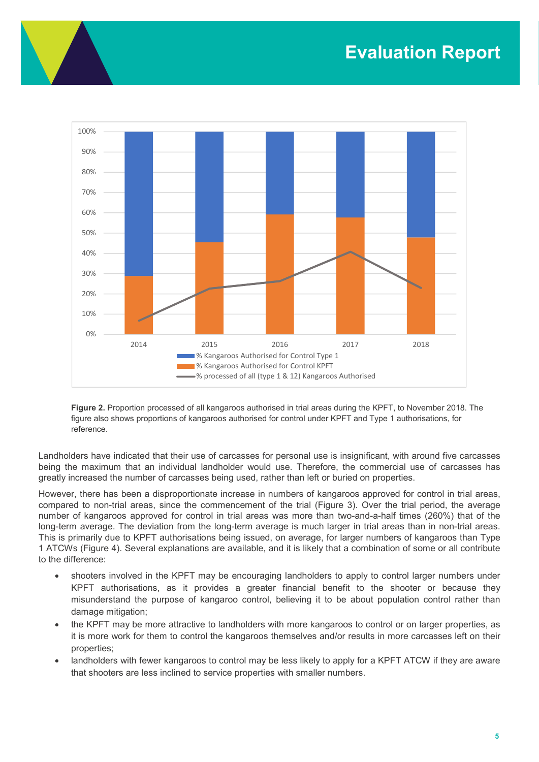**Figure 2.** Proportion processed of all kangaroos authorised in trial areas during the KPFT, to November 2018. The figure also shows proportions of kangaroos authorised for control under KPFT and Type 1 authorisations, for reference.

Landholders have indicated that their use of carcasses for personal use is insignificant, with around five carcasses being the maximum that an individual landholder would use. Therefore, the commercial use of carcasses has greatly increased the number of carcasses being used, rather than left or buried on properties.

However, there has been a disproportionate increase in numbers of kangaroos approved for control in trial areas, compared to non-trial areas, since the commencement of the trial (Figure 3). Over the trial period, the average number of kangaroos approved for control in trial areas was more than two-and-a-half times (260%) that of the long-term average. The deviation from the long-term average is much larger in trial areas than in non-trial areas. This is primarily due to KPFT authorisations being issued, on average, for larger numbers of kangaroos than Type 1 ATCWs (Figure 4). Several explanations are available, and it is likely that a combination of some or all contribute to the difference:

- shooters involved in the KPFT may be encouraging landholders to apply to control larger numbers under KPFT authorisations, as it provides a greater financial benefit to the shooter or because they misunderstand the purpose of kangaroo control, believing it to be about population control rather than damage mitigation;
- the KPFT may be more attractive to landholders with more kangaroos to control or on larger properties, as it is more work for them to control the kangaroos themselves and/or results in more carcasses left on their properties;
- landholders with fewer kangaroos to control may be less likely to apply for a KPFT ATCW if they are aware that shooters are less inclined to service properties with smaller numbers.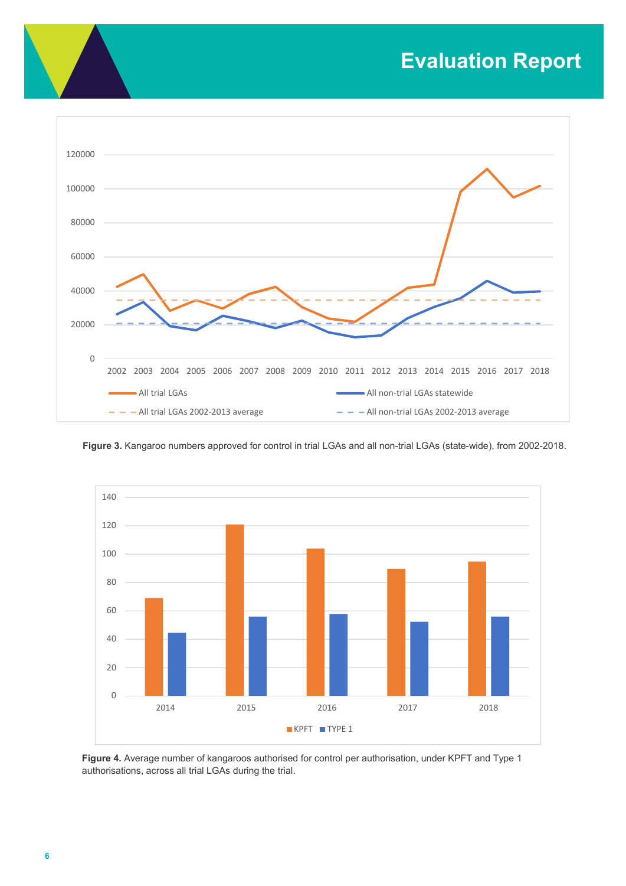Figure 3. Kangaroo numbers approved for control in trial LGAs and all non-trial LGAs (state-wide), from 2002-2018.

Figure 4. Average number of kangaroos authorised for control per authorisation, under KPFT and Type 1 authorisations, across all trial LGAs during the trial.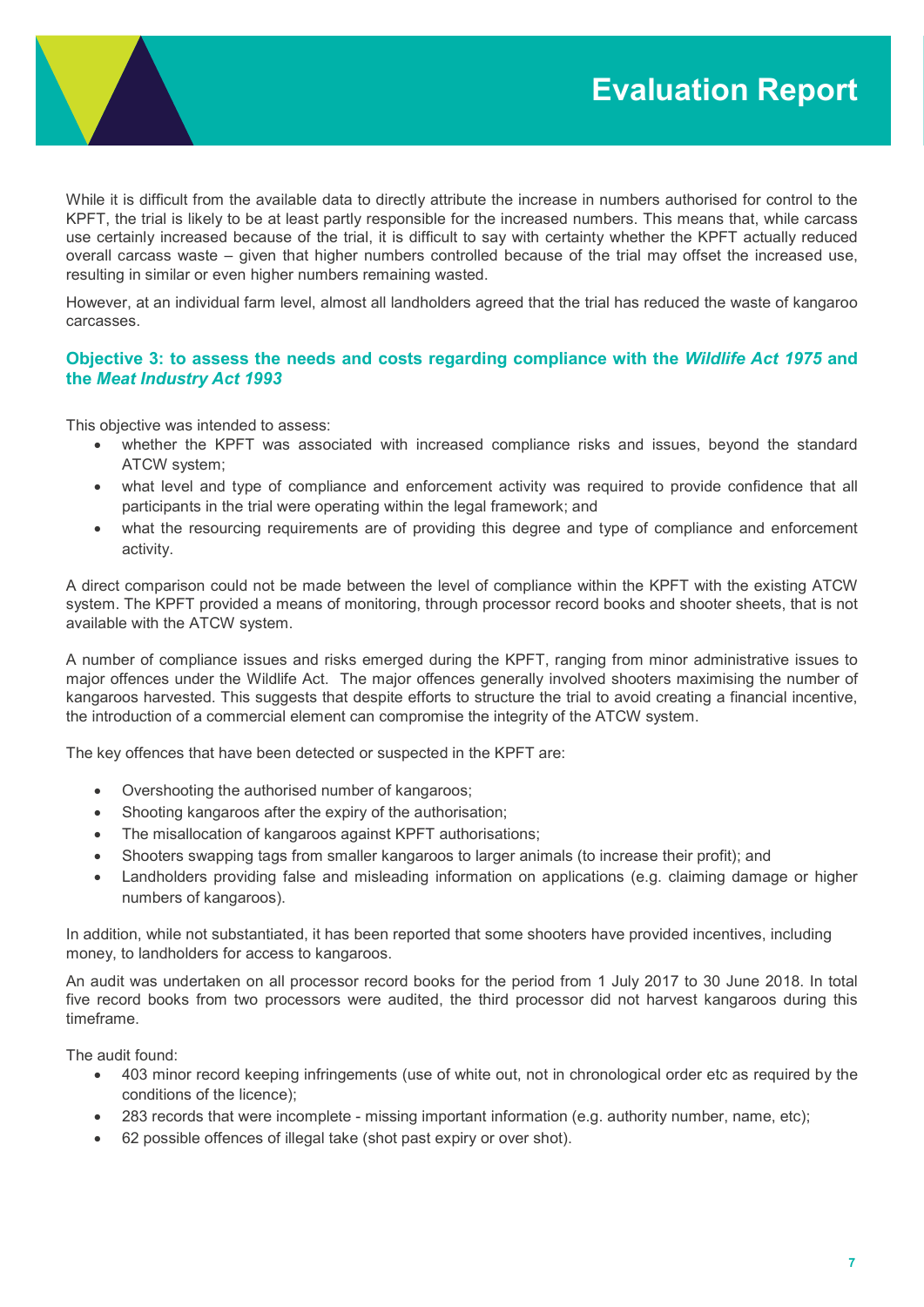While it is difficult from the available data to directly attribute the increase in numbers authorised for control to the KPFT, the trial is likely to be at least partly responsible for the increased numbers. This means that, while carcass use certainly increased because of the trial, it is difficult to say with certainty whether the KPFT actually reduced overall carcass waste – given that higher numbers controlled because of the trial may offset the increased use, resulting in similar or even higher numbers remaining wasted.

However, at an individual farm level, almost all landholders agreed that the trial has reduced the waste of kangaroo carcasses.

### Objective 3: to assess the needs and costs regarding compliance with the *Wildlife Act 1975* and the *Meat Industry Act 1993*

This objective was intended to assess:

- whether the KPFT was associated with increased compliance risks and issues, beyond the standard ATCW system;
- what level and type of compliance and enforcement activity was required to provide confidence that all participants in the trial were operating within the legal framework; and
- what the resourcing requirements are of providing this degree and type of compliance and enforcement activity.

A direct comparison could not be made between the level of compliance within the KPFT with the existing ATCW system. The KPFT provided a means of monitoring, through processor record books and shooter sheets, that is not available with the ATCW system.

A number of compliance issues and risks emerged during the KPFT, ranging from minor administrative issues to major offences under the Wildlife Act. The major offences generally involved shooters maximising the number of kangaroos harvested. This suggests that despite efforts to structure the trial to avoid creating a financial incentive, the introduction of a commercial element can compromise the integrity of the ATCW system.

The key offences that have been detected or suspected in the KPFT are:

- Overshooting the authorised number of kangaroos;
- Shooting kangaroos after the expiry of the authorisation;
- The misallocation of kangaroos against KPFT authorisations;
- Shooters swapping tags from smaller kangaroos to larger animals (to increase their profit); and
- Landholders providing false and misleading information on applications (e.g. claiming damage or higher numbers of kangaroos).

In addition, while not substantiated, it has been reported that some shooters have provided incentives, including money, to landholders for access to kangaroos.

An audit was undertaken on all processor record books for the period from 1 July 2017 to 30 June 2018. In total five record books from two processors were audited, the third processor did not harvest kangaroos during this timeframe.

The audit found:

- 403 minor record keeping infringements (use of white out, not in chronological order etc as required by the conditions of the licence);
- 283 records that were incomplete - missing important information (e.g. authority number, name, etc);
- 62 possible offences of illegal take (shot past expiry or over shot).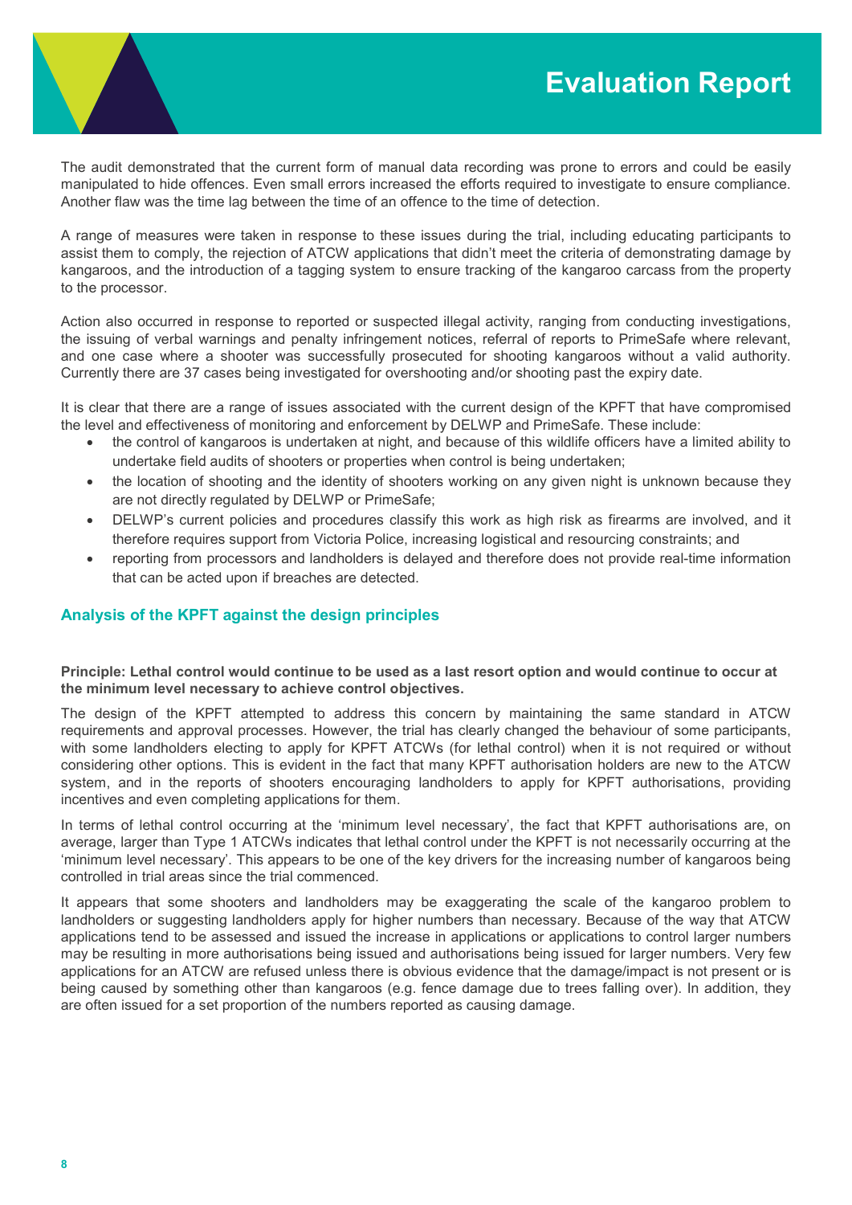The audit demonstrated that the current form of manual data recording was prone to errors and could be easily manipulated to hide offences. Even small errors increased the efforts required to investigate to ensure compliance. Another flaw was the time lag between the time of an offence to the time of detection.

A range of measures were taken in response to these issues during the trial, including educating participants to assist them to comply, the rejection of ATCW applications that didn't meet the criteria of demonstrating damage by kangaroos, and the introduction of a tagging system to ensure tracking of the kangaroo carcass from the property to the processor.

Action also occurred in response to reported or suspected illegal activity, ranging from conducting investigations, the issuing of verbal warnings and penalty infringement notices, referral of reports to PrimeSafe where relevant, and one case where a shooter was successfully prosecuted for shooting kangaroos without a valid authority. Currently there are 37 cases being investigated for overshooting and/or shooting past the expiry date.

It is clear that there are a range of issues associated with the current design of the KPFT that have compromised the level and effectiveness of monitoring and enforcement by DELWP and PrimeSafe. These include:

- the control of kangaroos is undertaken at night, and because of this wildlife officers have a limited ability to undertake field audits of shooters or properties when control is being undertaken;
- the location of shooting and the identity of shooters working on any given night is unknown because they are not directly regulated by DELWP or PrimeSafe;
- DELWP's current policies and procedures classify this work as high risk as firearms are involved, and it therefore requires support from Victoria Police, increasing logistical and resourcing constraints; and
- reporting from processors and landholders is delayed and therefore does not provide real-time information that can be acted upon if breaches are detected.

## Analysis of the KPFT against the design principles

**Principle: Lethal control would continue to be used as a last resort option and would continue to occur at the minimum level necessary to achieve control objectives.**

The design of the KPFT attempted to address this concern by maintaining the same standard in ATCW requirements and approval processes. However, the trial has clearly changed the behaviour of some participants, with some landholders electing to apply for KPFT ATCWs (for lethal control) when it is not required or without considering other options. This is evident in the fact that many KPFT authorisation holders are new to the ATCW system, and in the reports of shooters encouraging landholders to apply for KPFT authorisations, providing incentives and even completing applications for them.

In terms of lethal control occurring at the 'minimum level necessary', the fact that KPFT authorisations are, on average, larger than Type 1 ATCWs indicates that lethal control under the KPFT is not necessarily occurring at the 'minimum level necessary'. This appears to be one of the key drivers for the increasing number of kangaroos being controlled in trial areas since the trial commenced.

It appears that some shooters and landholders may be exaggerating the scale of the kangaroo problem to landholders or suggesting landholders apply for higher numbers than necessary. Because of the way that ATCW applications tend to be assessed and issued the increase in applications or applications to control larger numbers may be resulting in more authorisations being issued and authorisations being issued for larger numbers. Very few applications for an ATCW are refused unless there is obvious evidence that the damage/impact is not present or is being caused by something other than kangaroos (e.g. fence damage due to trees falling over). In addition, they are often issued for a set proportion of the numbers reported as causing damage.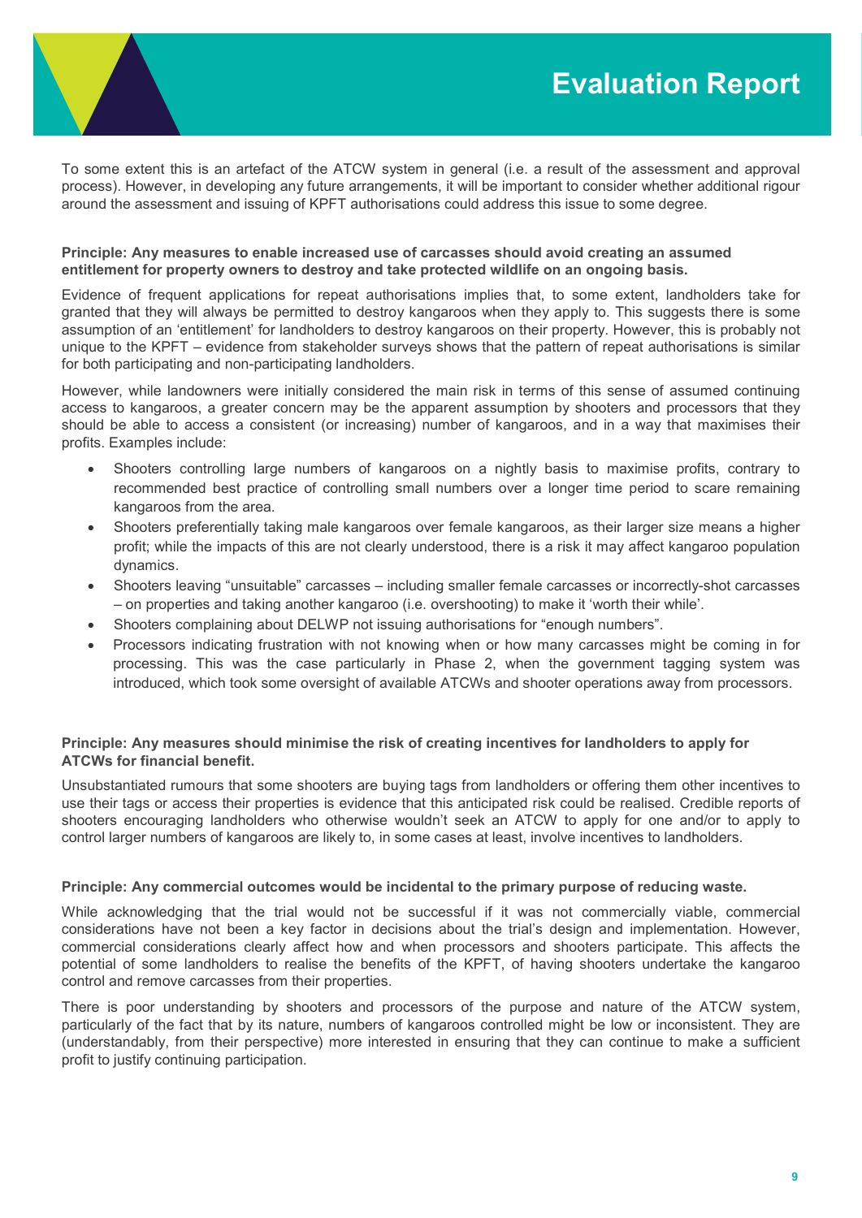To some extent this is an artefact of the ATCW system in general (i.e. a result of the assessment and approval process). However, in developing any future arrangements, it will be important to consider whether additional rigour around the assessment and issuing of KPFT authorisations could address this issue to some degree.

**Principle: Any measures to enable increased use of carcasses should avoid creating an assumed entitlement for property owners to destroy and take protected wildlife on an ongoing basis.**

Evidence of frequent applications for repeat authorisations implies that, to some extent, landholders take for granted that they will always be permitted to destroy kangaroos when they apply to. This suggests there is some assumption of an 'entitlement' for landholders to destroy kangaroos on their property. However, this is probably not unique to the KPFT – evidence from stakeholder surveys shows that the pattern of repeat authorisations is similar for both participating and non-participating landholders.

However, while landowners were initially considered the main risk in terms of this sense of assumed continuing access to kangaroos, a greater concern may be the apparent assumption by shooters and processors that they should be able to access a consistent (or increasing) number of kangaroos, and in a way that maximises their profits. Examples include:

- Shooters controlling large numbers of kangaroos on a nightly basis to maximise profits, contrary to recommended best practice of controlling small numbers over a longer time period to scare remaining kangaroos from the area.
- Shooters preferentially taking male kangaroos over female kangaroos, as their larger size means a higher profit; while the impacts of this are not clearly understood, there is a risk it may affect kangaroo population dynamics.
- Shooters leaving "unsuitable" carcasses – including smaller female carcasses or incorrectly-shot carcasses – on properties and taking another kangaroo (i.e. overshooting) to make it 'worth their while'.
- Shooters complaining about DELWP not issuing authorisations for "enough numbers".
- Processors indicating frustration with not knowing when or how many carcasses might be coming in for processing. This was the case particularly in Phase 2, when the government tagging system was introduced, which took some oversight of available ATCWs and shooter operations away from processors.

**Principle: Any measures should minimise the risk of creating incentives for landholders to apply for ATCWs for financial benefit.**

Unsubstantiated rumours that some shooters are buying tags from landholders or offering them other incentives to use their tags or access their properties is evidence that this anticipated risk could be realised. Credible reports of shooters encouraging landholders who otherwise wouldn't seek an ATCW to apply for one and/or to apply to control larger numbers of kangaroos are likely to, in some cases at least, involve incentives to landholders.

**Principle: Any commercial outcomes would be incidental to the primary purpose of reducing waste.**

While acknowledging that the trial would not be successful if it was not commercially viable, commercial considerations have not been a key factor in decisions about the trial's design and implementation. However, commercial considerations clearly affect how and when processors and shooters participate. This affects the potential of some landholders to realise the benefits of the KPFT, of having shooters undertake the kangaroo control and remove carcasses from their properties.

There is poor understanding by shooters and processors of the purpose and nature of the ATCW system, particularly of the fact that by its nature, numbers of kangaroos controlled might be low or inconsistent. They are (understandably, from their perspective) more interested in ensuring that they can continue to make a sufficient profit to justify continuing participation.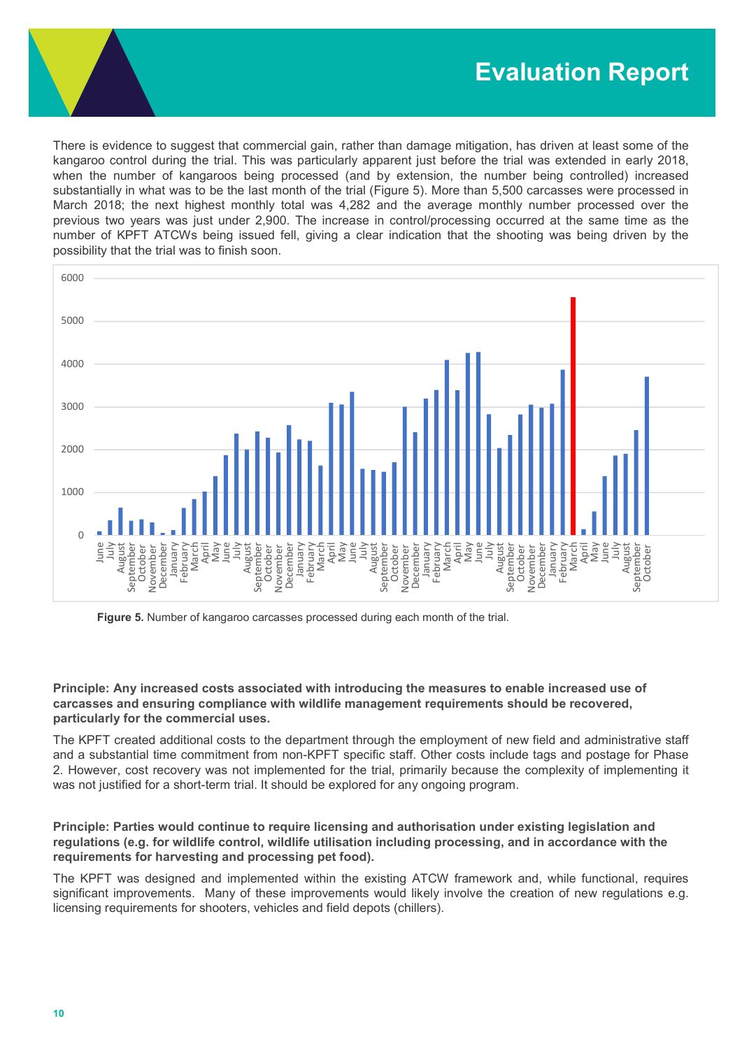There is evidence to suggest that commercial gain, rather than damage mitigation, has driven at least some of the kangaroo control during the trial. This was particularly apparent just before the trial was extended in early 2018, when the number of kangaroos being processed (and by extension, the number being controlled) increased substantially in what was to be the last month of the trial (Figure 5). More than 5,500 carcasses were processed in March 2018; the next highest monthly total was 4,282 and the average monthly number processed over the previous two years was just under 2,900. The increase in control/processing occurred at the same time as the number of KPFT ATCWs being issued fell, giving a clear indication that the shooting was being driven by the possibility that the trial was to finish soon.

**Figure 5.** Number of kangaroo carcasses processed during each month of the trial.

**Principle: Any increased costs associated with introducing the measures to enable increased use of carcasses and ensuring compliance with wildlife management requirements should be recovered, particularly for the commercial uses.**

The KPFT created additional costs to the department through the employment of new field and administrative staff and a substantial time commitment from non-KPFT specific staff. Other costs include tags and postage for Phase 2. However, cost recovery was not implemented for the trial, primarily because the complexity of implementing it was not justified for a short-term trial. It should be explored for any ongoing program.

**Principle: Parties would continue to require licensing and authorisation under existing legislation and regulations (e.g. for wildlife control, wildlife utilisation including processing, and in accordance with the requirements for harvesting and processing pet food).**

The KPFT was designed and implemented within the existing ATCW framework and, while functional, requires significant improvements. Many of these improvements would likely involve the creation of new regulations e.g. licensing requirements for shooters, vehicles and field depots (chillers).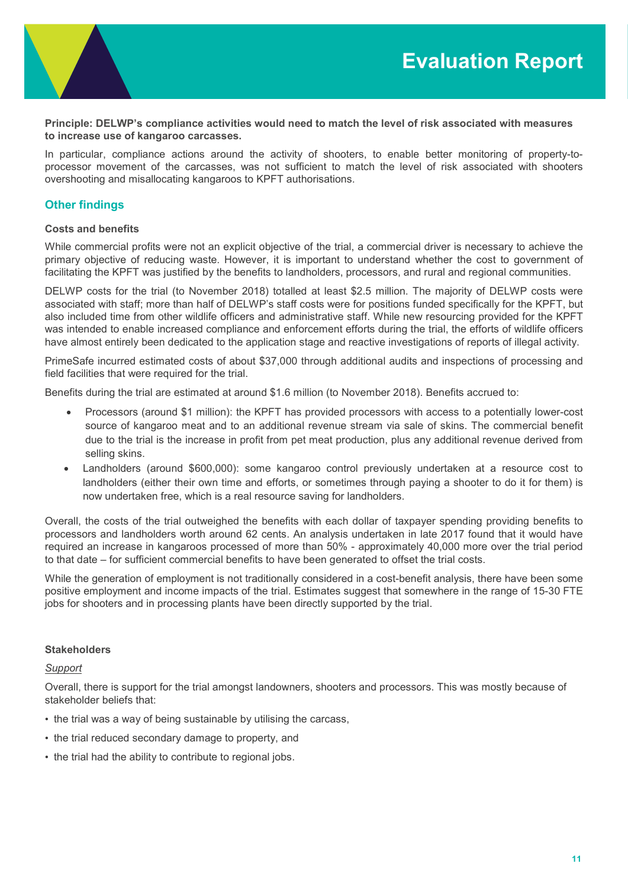**Principle: DELWP's compliance activities would need to match the level of risk associated with measures to increase use of kangaroo carcasses.**

In particular, compliance actions around the activity of shooters, to enable better monitoring of property-to-processor movement of the carcasses, was not sufficient to match the level of risk associated with shooters overshooting and misallocating kangaroos to KPFT authorisations.

## Other findings

**Costs and benefits**

While commercial profits were not an explicit objective of the trial, a commercial driver is necessary to achieve the primary objective of reducing waste. However, it is important to understand whether the cost to government of facilitating the KPFT was justified by the benefits to landholders, processors, and rural and regional communities.

DELWP costs for the trial (to November 2018) totalled at least $2.5 million. The majority of DELWP costs were associated with staff; more than half of DELWP's staff costs were for positions funded specifically for the KPFT, but also included time from other wildlife officers and administrative staff. While new resourcing provided for the KPFT was intended to enable increased compliance and enforcement efforts during the trial, the efforts of wildlife officers have almost entirely been dedicated to the application stage and reactive investigations of reports of illegal activity.

PrimeSafe incurred estimated costs of about $37,000 through additional audits and inspections of processing and field facilities that were required for the trial.

Benefits during the trial are estimated at around $1.6 million (to November 2018). Benefits accrued to:

- Processors (around $1 million): the KPFT has provided processors with access to a potentially lower-cost source of kangaroo meat and to an additional revenue stream via sale of skins. The commercial benefit due to the trial is the increase in profit from pet meat production, plus any additional revenue derived from selling skins.
- Landholders (around $600,000): some kangaroo control previously undertaken at a resource cost to landholders (either their own time and efforts, or sometimes through paying a shooter to do it for them) is now undertaken free, which is a real resource saving for landholders.

Overall, the costs of the trial outweighed the benefits with each dollar of taxpayer spending providing benefits to processors and landholders worth around 62 cents. An analysis undertaken in late 2017 found that it would have required an increase in kangaroos processed of more than 50% - approximately 40,000 more over the trial period to that date – for sufficient commercial benefits to have been generated to offset the trial costs.

While the generation of employment is not traditionally considered in a cost-benefit analysis, there have been some positive employment and income impacts of the trial. Estimates suggest that somewhere in the range of 15-30 FTE jobs for shooters and in processing plants have been directly supported by the trial.

**Stakeholders**

*Support*

Overall, there is support for the trial amongst landowners, shooters and processors. This was mostly because of stakeholder beliefs that:

- the trial was a way of being sustainable by utilising the carcass,
- the trial reduced secondary damage to property, and
- the trial had the ability to contribute to regional jobs.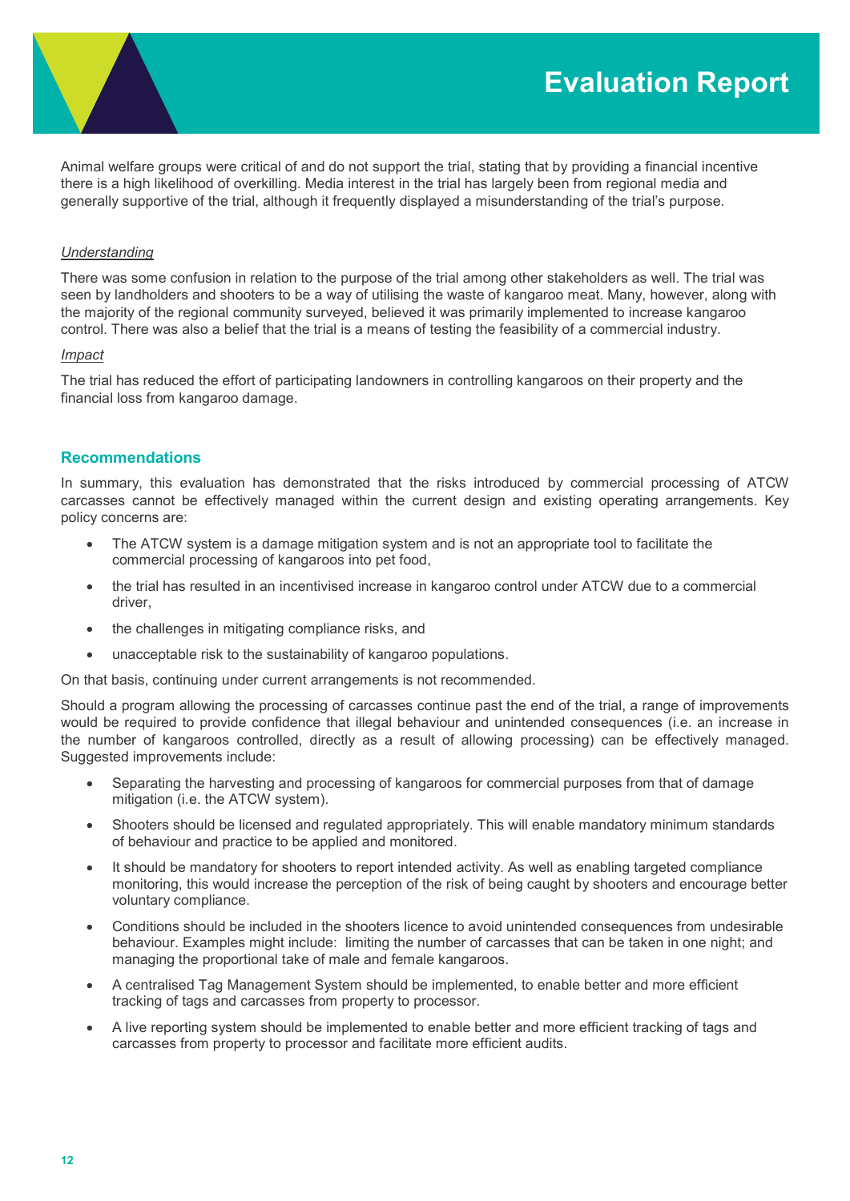Animal welfare groups were critical of and do not support the trial, stating that by providing a financial incentive there is a high likelihood of overkilling. Media interest in the trial has largely been from regional media and generally supportive of the trial, although it frequently displayed a misunderstanding of the trial's purpose.

*Understanding*

There was some confusion in relation to the purpose of the trial among other stakeholders as well. The trial was seen by landholders and shooters to be a way of utilising the waste of kangaroo meat. Many, however, along with the majority of the regional community surveyed, believed it was primarily implemented to increase kangaroo control. There was also a belief that the trial is a means of testing the feasibility of a commercial industry.

*Impact*

The trial has reduced the effort of participating landowners in controlling kangaroos on their property and the financial loss from kangaroo damage.

## Recommendations

In summary, this evaluation has demonstrated that the risks introduced by commercial processing of ATCW carcasses cannot be effectively managed within the current design and existing operating arrangements. Key policy concerns are:

- The ATCW system is a damage mitigation system and is not an appropriate tool to facilitate the commercial processing of kangaroos into pet food,
- the trial has resulted in an incentivised increase in kangaroo control under ATCW due to a commercial driver,
- the challenges in mitigating compliance risks, and
- unacceptable risk to the sustainability of kangaroo populations.

On that basis, continuing under current arrangements is not recommended.

Should a program allowing the processing of carcasses continue past the end of the trial, a range of improvements would be required to provide confidence that illegal behaviour and unintended consequences (i.e. an increase in the number of kangaroos controlled, directly as a result of allowing processing) can be effectively managed. Suggested improvements include:

- Separating the harvesting and processing of kangaroos for commercial purposes from that of damage mitigation (i.e. the ATCW system).
- Shooters should be licensed and regulated appropriately. This will enable mandatory minimum standards of behaviour and practice to be applied and monitored.
- It should be mandatory for shooters to report intended activity. As well as enabling targeted compliance monitoring, this would increase the perception of the risk of being caught by shooters and encourage better voluntary compliance.
- Conditions should be included in the shooters licence to avoid unintended consequences from undesirable behaviour. Examples might include: limiting the number of carcasses that can be taken in one night; and managing the proportional take of male and female kangaroos.
- A centralised Tag Management System should be implemented, to enable better and more efficient tracking of tags and carcasses from property to processor.
- A live reporting system should be implemented to enable better and more efficient tracking of tags and carcasses from property to processor and facilitate more efficient audits.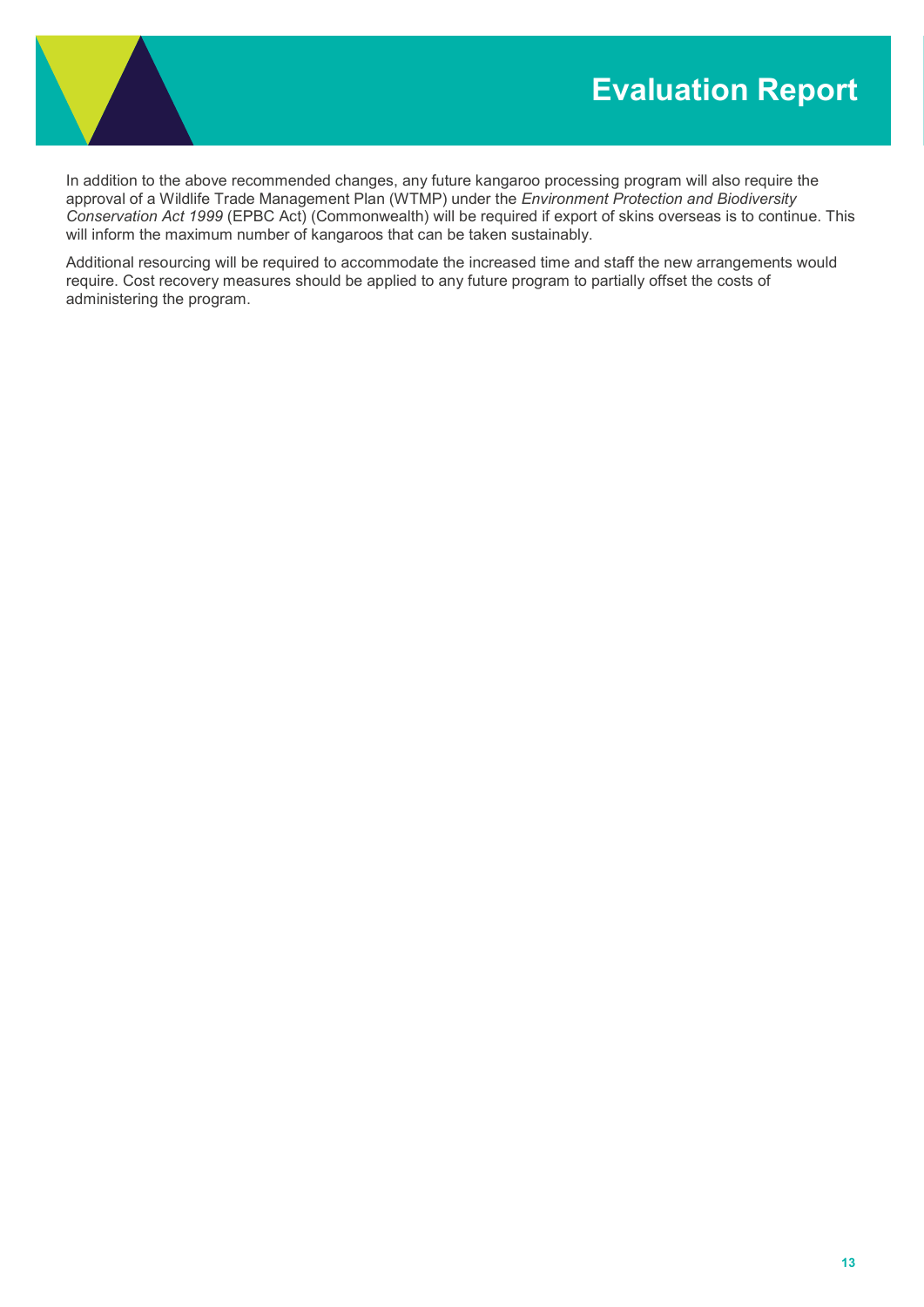In addition to the above recommended changes, any future kangaroo processing program will also require the approval of a Wildlife Trade Management Plan (WTMP) under the *Environment Protection and Biodiversity Conservation Act 1999* (EPBC Act) (Commonwealth) will be required if export of skins overseas is to continue. This will inform the maximum number of kangaroos that can be taken sustainably.

Additional resourcing will be required to accommodate the increased time and staff the new arrangements would require. Cost recovery measures should be applied to any future program to partially offset the costs of administering the program.